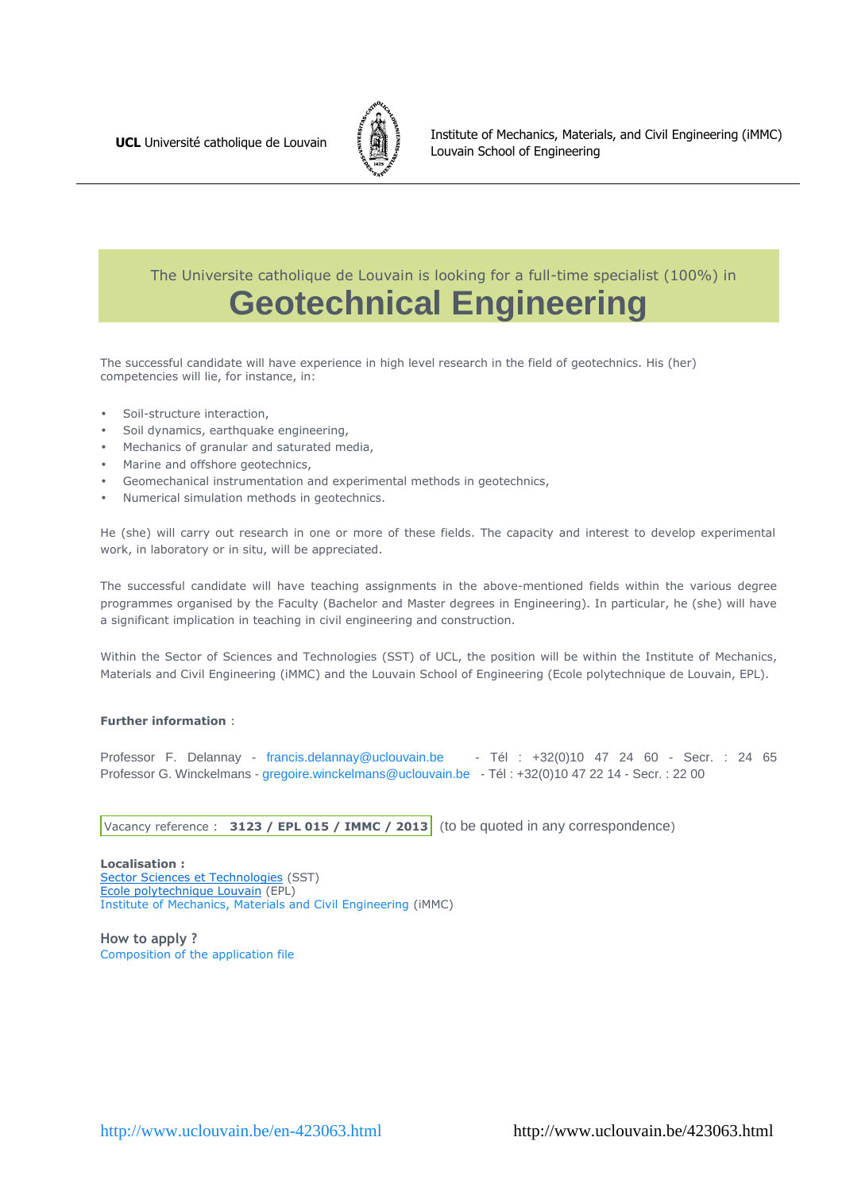**UCL** Université catholique de Louvain

Institute of Mechanics, Materials, and Civil Engineering (iMMC)
Louvain School of Engineering

The Universite catholique de Louvain is looking for a full-time specialist (100%) in

# Geotechnical Engineering

The successful candidate will have experience in high level research in the field of geotechnics. His (her) competencies will lie, for instance, in:

- Soil-structure interaction,
- Soil dynamics, earthquake engineering,
- Mechanics of granular and saturated media,
- Marine and offshore geotechnics,
- Geomechanical instrumentation and experimental methods in geotechnics,
- Numerical simulation methods in geotechnics.

He (she) will carry out research in one or more of these fields. The capacity and interest to develop experimental work, in laboratory or in situ, will be appreciated.

The successful candidate will have teaching assignments in the above-mentioned fields within the various degree programmes organised by the Faculty (Bachelor and Master degrees in Engineering). In particular, he (she) will have a significant implication in teaching in civil engineering and construction.

Within the Sector of Sciences and Technologies (SST) of UCL, the position will be within the Institute of Mechanics, Materials and Civil Engineering (iMMC) and the Louvain School of Engineering (Ecole polytechnique de Louvain, EPL).

**Further information** :

Professor F. Delannay - francis.delannay@uclouvain.be - Tél : +32(0)10 47 24 60 - Secr. : 24 65
Professor G. Winckelmans - gregoire.winckelmans@uclouvain.be - Tél : +32(0)10 47 22 14 - Secr. : 22 00

Vacancy reference : **3123 / EPL 015 / IMMC / 2013** (to be quoted in any correspondence)

**Localisation :**
Sector Sciences et Technologies (SST)
Ecole polytechnique Louvain (EPL)
Institute of Mechanics, Materials and Civil Engineering (iMMC)

**How to apply ?**
Composition of the application file

http://www.uclouvain.be/en-423063.html http://www.uclouvain.be/423063.html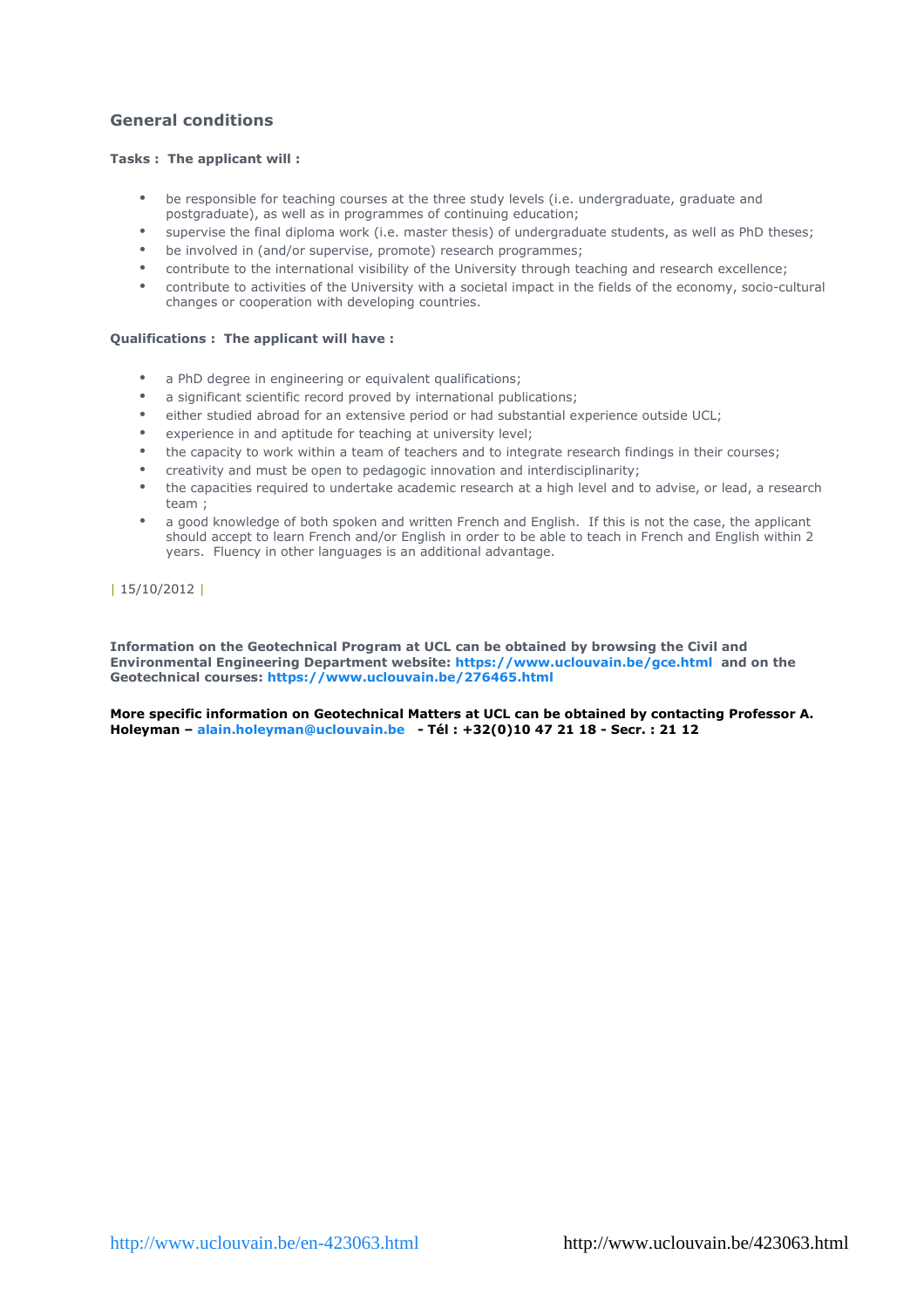## General conditions

**Tasks : The applicant will :**

- be responsible for teaching courses at the three study levels (i.e. undergraduate, graduate and postgraduate), as well as in programmes of continuing education;
- supervise the final diploma work (i.e. master thesis) of undergraduate students, as well as PhD theses;
- be involved in (and/or supervise, promote) research programmes;
- contribute to the international visibility of the University through teaching and research excellence;
- contribute to activities of the University with a societal impact in the fields of the economy, socio-cultural changes or cooperation with developing countries.

**Qualifications : The applicant will have :**

- a PhD degree in engineering or equivalent qualifications;
- a significant scientific record proved by international publications;
- either studied abroad for an extensive period or had substantial experience outside UCL;
- experience in and aptitude for teaching at university level;
- the capacity to work within a team of teachers and to integrate research findings in their courses;
- creativity and must be open to pedagogic innovation and interdisciplinarity;
- the capacities required to undertake academic research at a high level and to advise, or lead, a research team ;
- a good knowledge of both spoken and written French and English. If this is not the case, the applicant should accept to learn French and/or English in order to be able to teach in French and English within 2 years. Fluency in other languages is an additional advantage.

| 15/10/2012 |

**Information on the Geotechnical Program at UCL can be obtained by browsing the Civil and Environmental Engineering Department website: https://www.uclouvain.be/gce.html and on the Geotechnical courses: https://www.uclouvain.be/276465.html**

**More specific information on Geotechnical Matters at UCL can be obtained by contacting Professor A. Holeyman – alain.holeyman@uclouvain.be - Tél : +32(0)10 47 21 18 - Secr. : 21 12**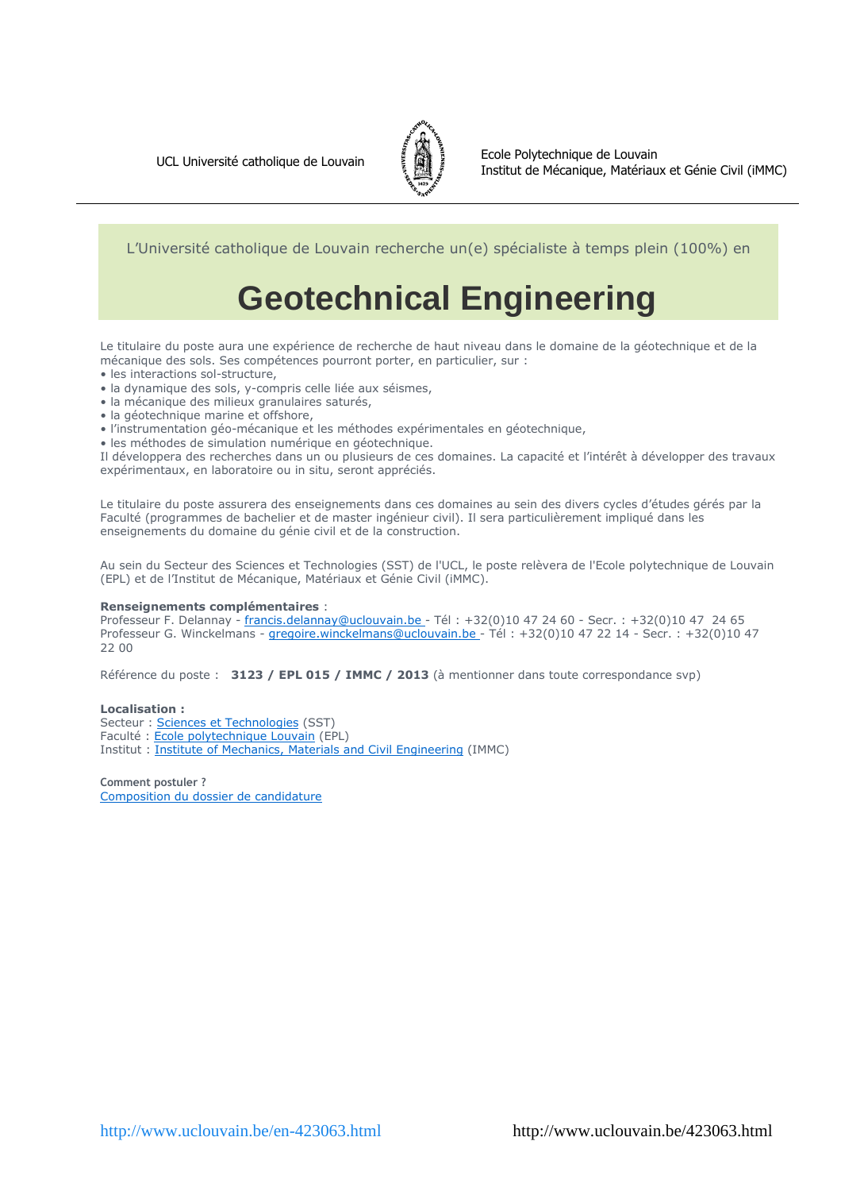UCL Université catholique de Louvain

Ecole Polytechnique de Louvain
Institut de Mécanique, Matériaux et Génie Civil (iMMC)

L'Université catholique de Louvain recherche un(e) spécialiste à temps plein (100%) en

# Geotechnical Engineering

Le titulaire du poste aura une expérience de recherche de haut niveau dans le domaine de la géotechnique et de la mécanique des sols. Ses compétences pourront porter, en particulier, sur :

- les interactions sol-structure,
- la dynamique des sols, y-compris celle liée aux séismes,
- la mécanique des milieux granulaires saturés,
- la géotechnique marine et offshore,
- l'instrumentation géo-mécanique et les méthodes expérimentales en géotechnique,
- les méthodes de simulation numérique en géotechnique.

Il développera des recherches dans un ou plusieurs de ces domaines. La capacité et l'intérêt à développer des travaux expérimentaux, en laboratoire ou in situ, seront appréciés.

Le titulaire du poste assurera des enseignements dans ces domaines au sein des divers cycles d'études gérés par la Faculté (programmes de bachelier et de master ingénieur civil). Il sera particulièrement impliqué dans les enseignements du domaine du génie civil et de la construction.

Au sein du Secteur des Sciences et Technologies (SST) de l'UCL, le poste relèvera de l'Ecole polytechnique de Louvain (EPL) et de l'Institut de Mécanique, Matériaux et Génie Civil (iMMC).

**Renseignements complémentaires** :
Professeur F. Delannay - francis.delannay@uclouvain.be - Tél : +32(0)10 47 24 60 - Secr. : +32(0)10 47 24 65
Professeur G. Winckelmans - gregoire.winckelmans@uclouvain.be - Tél : +32(0)10 47 22 14 - Secr. : +32(0)10 47 22 00

Référence du poste : **3123 / EPL 015 / IMMC / 2013** (à mentionner dans toute correspondance svp)

**Localisation :**
Secteur : Sciences et Technologies (SST)
Faculté : Ecole polytechnique Louvain (EPL)
Institut : Institute of Mechanics, Materials and Civil Engineering (IMMC)

**Comment postuler ?**
Composition du dossier de candidature

http://www.uclouvain.be/en-423063.html http://www.uclouvain.be/423063.html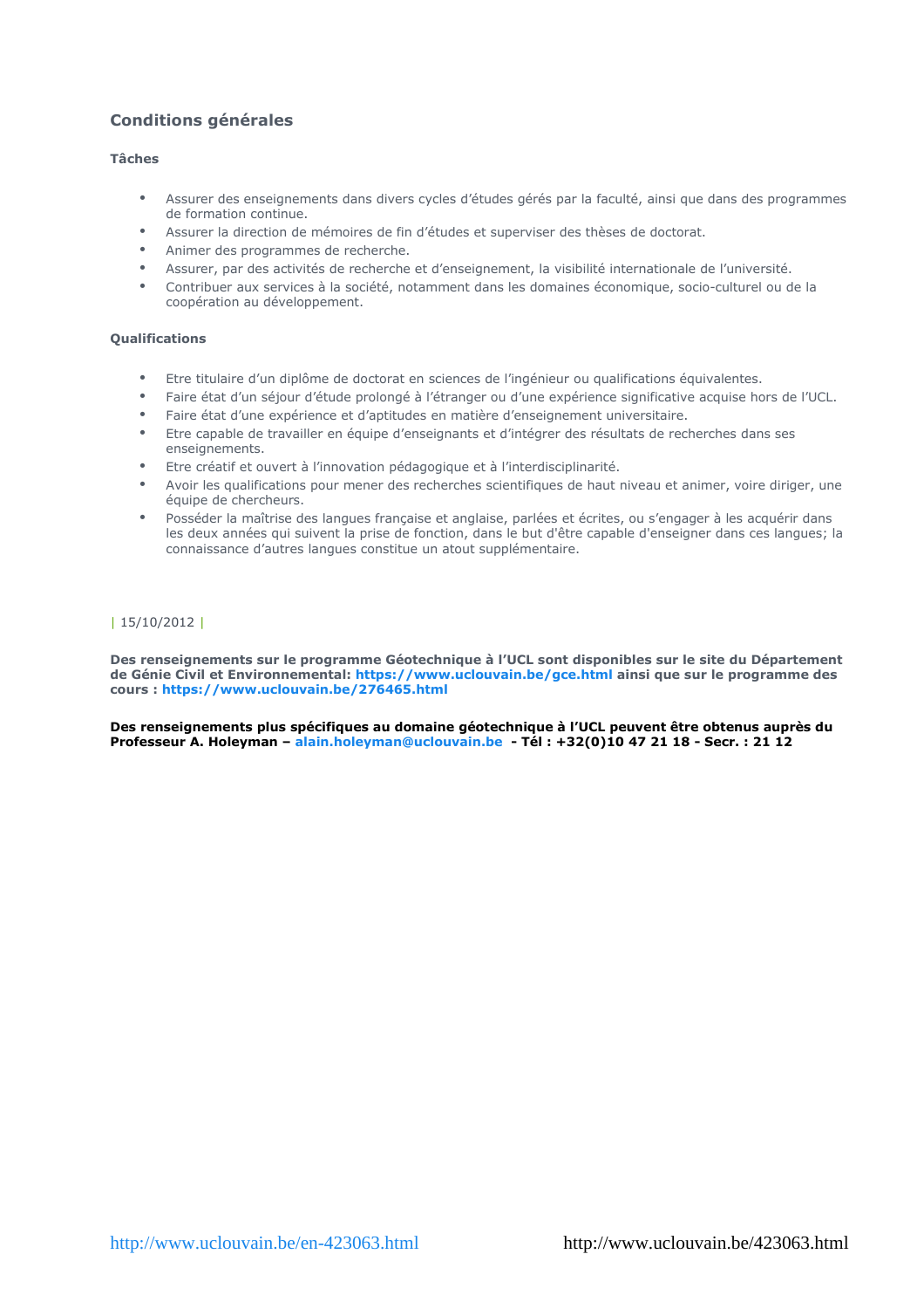## Conditions générales

### Tâches

- Assurer des enseignements dans divers cycles d'études gérés par la faculté, ainsi que dans des programmes de formation continue.
- Assurer la direction de mémoires de fin d'études et superviser des thèses de doctorat.
- Animer des programmes de recherche.
- Assurer, par des activités de recherche et d'enseignement, la visibilité internationale de l'université.
- Contribuer aux services à la société, notamment dans les domaines économique, socio-culturel ou de la coopération au développement.

### Qualifications

- Etre titulaire d'un diplôme de doctorat en sciences de l'ingénieur ou qualifications équivalentes.
- Faire état d'un séjour d'étude prolongé à l'étranger ou d'une expérience significative acquise hors de l'UCL.
- Faire état d'une expérience et d'aptitudes en matière d'enseignement universitaire.
- Etre capable de travailler en équipe d'enseignants et d'intégrer des résultats de recherches dans ses enseignements.
- Etre créatif et ouvert à l'innovation pédagogique et à l'interdisciplinarité.
- Avoir les qualifications pour mener des recherches scientifiques de haut niveau et animer, voire diriger, une équipe de chercheurs.
- Posséder la maîtrise des langues française et anglaise, parlées et écrites, ou s'engager à les acquérir dans les deux années qui suivent la prise de fonction, dans le but d'être capable d'enseigner dans ces langues; la connaissance d'autres langues constitue un atout supplémentaire.

| 15/10/2012 |

**Des renseignements sur le programme Géotechnique à l'UCL sont disponibles sur le site du Département de Génie Civil et Environnemental: https://www.uclouvain.be/gce.html ainsi que sur le programme des cours : https://www.uclouvain.be/276465.html**

**Des renseignements plus spécifiques au domaine géotechnique à l'UCL peuvent être obtenus auprès du Professeur A. Holeyman – alain.holeyman@uclouvain.be - Tél : +32(0)10 47 21 18 - Secr. : 21 12**